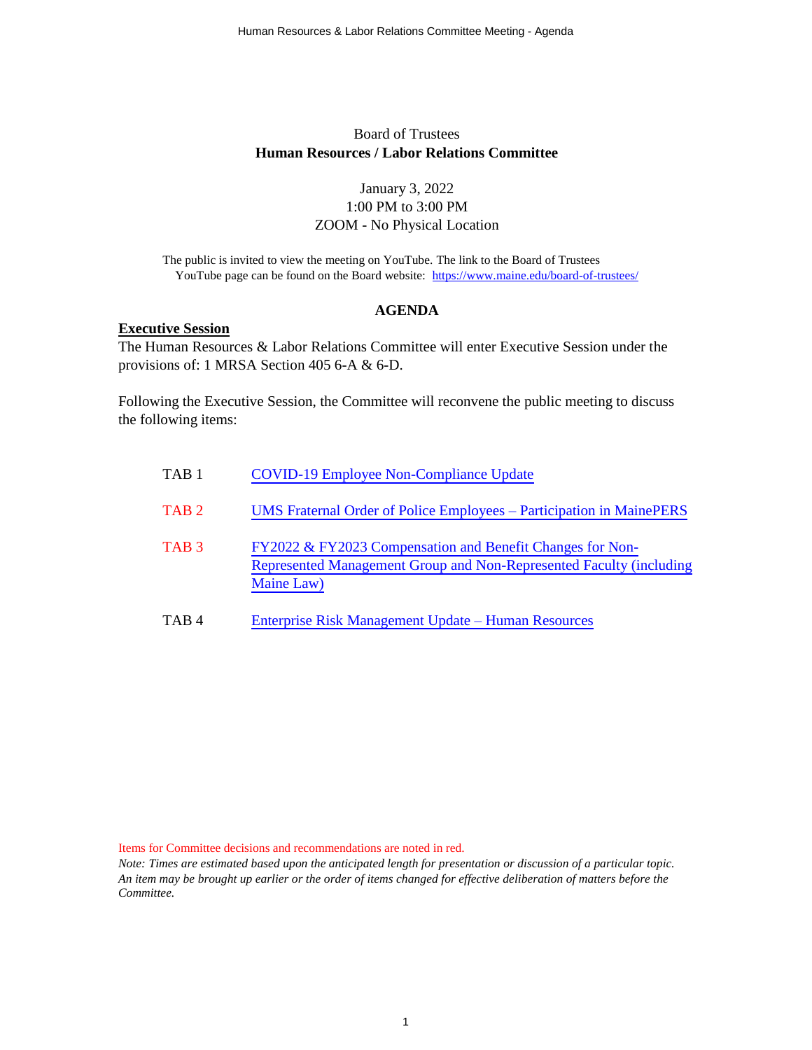Board of Trustees

**Human Resources / Labor Relations Committee**

January 3, 2022
1:00 PM to 3:00 PM
ZOOM - No Physical Location

The public is invited to view the meeting on YouTube. The link to the Board of Trustees YouTube page can be found on the Board website: https://www.maine.edu/board-of-trustees/

## AGENDA

**Executive Session**

The Human Resources & Labor Relations Committee will enter Executive Session under the provisions of: 1 MRSA Section 405 6-A & 6-D.

Following the Executive Session, the Committee will reconvene the public meeting to discuss the following items:

| | |
|---|---|
| TAB 1 | COVID-19 Employee Non-Compliance Update |
| TAB 2 | UMS Fraternal Order of Police Employees – Participation in MainePERS |
| TAB 3 | FY2022 & FY2023 Compensation and Benefit Changes for Non-Represented Management Group and Non-Represented Faculty (including Maine Law) |
| TAB 4 | Enterprise Risk Management Update – Human Resources |

Items for Committee decisions and recommendations are noted in red.

*Note: Times are estimated based upon the anticipated length for presentation or discussion of a particular topic. An item may be brought up earlier or the order of items changed for effective deliberation of matters before the Committee.*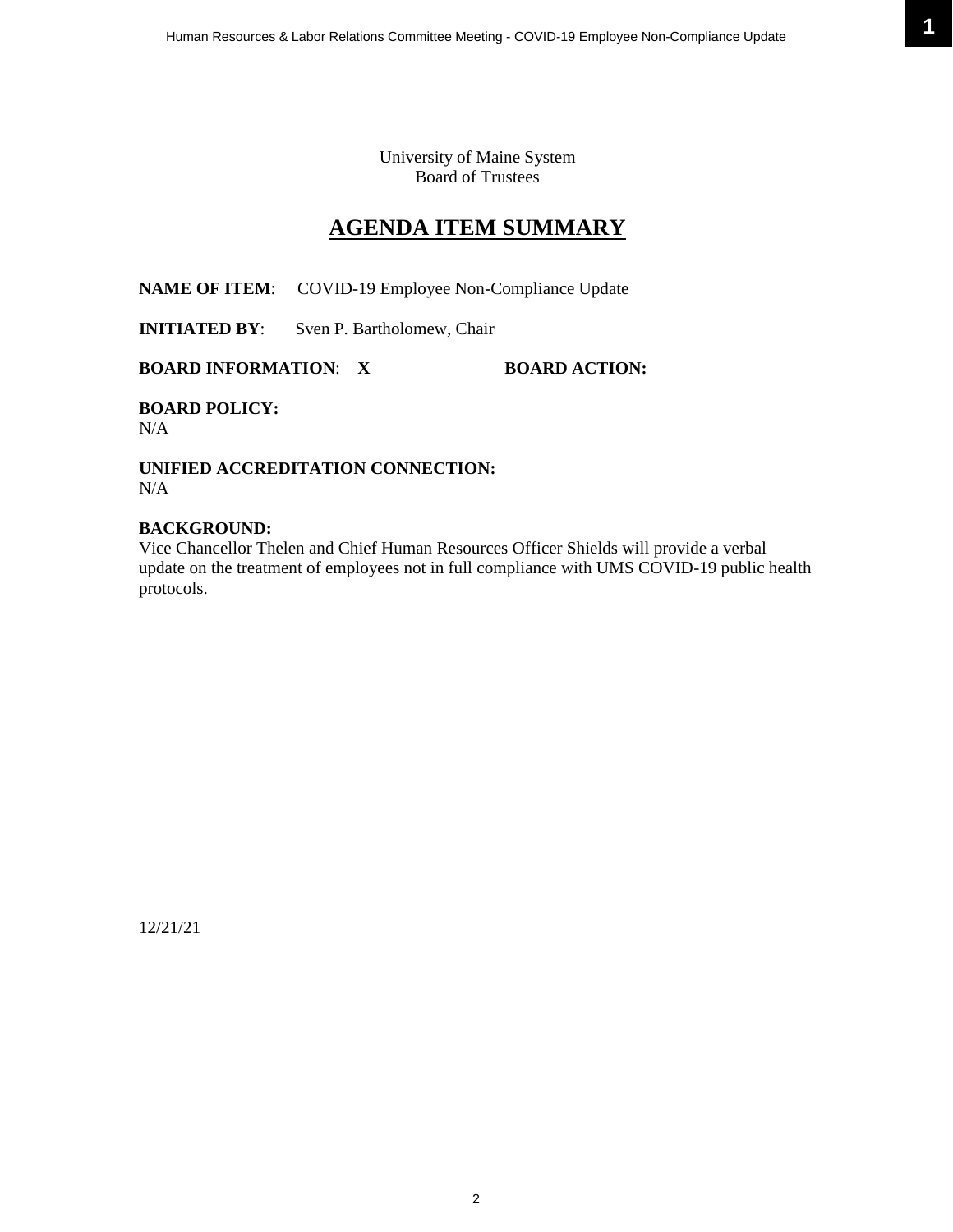University of Maine System
Board of Trustees

# AGENDA ITEM SUMMARY

**NAME OF ITEM**: COVID-19 Employee Non-Compliance Update

**INITIATED BY**: Sven P. Bartholomew, Chair

**BOARD INFORMATION**: **X** **BOARD ACTION:**

**BOARD POLICY:**
N/A

**UNIFIED ACCREDITATION CONNECTION:**
N/A

**BACKGROUND:**
Vice Chancellor Thelen and Chief Human Resources Officer Shields will provide a verbal update on the treatment of employees not in full compliance with UMS COVID-19 public health protocols.

12/21/21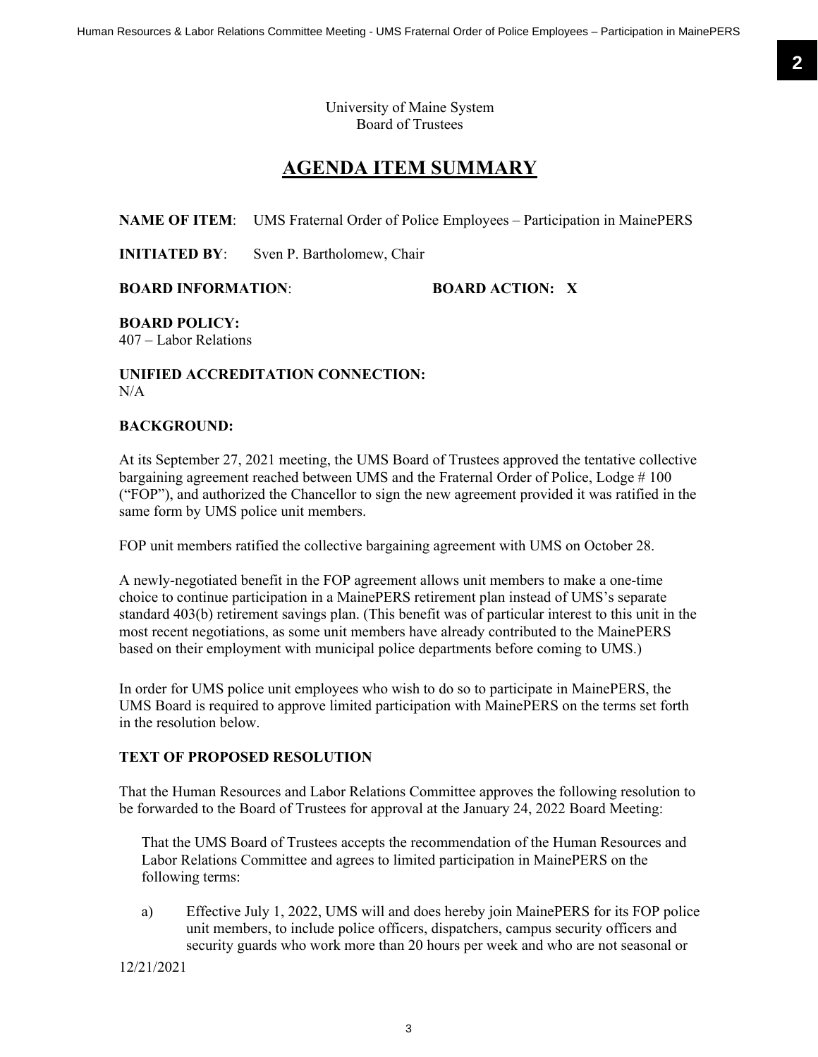University of Maine System
Board of Trustees

# AGENDA ITEM SUMMARY

**NAME OF ITEM**: UMS Fraternal Order of Police Employees – Participation in MainePERS

**INITIATED BY**: Sven P. Bartholomew, Chair

**BOARD INFORMATION**: **BOARD ACTION: X**

**BOARD POLICY:**
407 – Labor Relations

**UNIFIED ACCREDITATION CONNECTION:**
N/A

**BACKGROUND:**

At its September 27, 2021 meeting, the UMS Board of Trustees approved the tentative collective bargaining agreement reached between UMS and the Fraternal Order of Police, Lodge # 100 ("FOP"), and authorized the Chancellor to sign the new agreement provided it was ratified in the same form by UMS police unit members.

FOP unit members ratified the collective bargaining agreement with UMS on October 28.

A newly-negotiated benefit in the FOP agreement allows unit members to make a one-time choice to continue participation in a MainePERS retirement plan instead of UMS's separate standard 403(b) retirement savings plan. (This benefit was of particular interest to this unit in the most recent negotiations, as some unit members have already contributed to the MainePERS based on their employment with municipal police departments before coming to UMS.)

In order for UMS police unit employees who wish to do so to participate in MainePERS, the UMS Board is required to approve limited participation with MainePERS on the terms set forth in the resolution below.

**TEXT OF PROPOSED RESOLUTION**

That the Human Resources and Labor Relations Committee approves the following resolution to be forwarded to the Board of Trustees for approval at the January 24, 2022 Board Meeting:

> That the UMS Board of Trustees accepts the recommendation of the Human Resources and Labor Relations Committee and agrees to limited participation in MainePERS on the following terms:
>
> a) Effective July 1, 2022, UMS will and does hereby join MainePERS for its FOP police unit members, to include police officers, dispatchers, campus security officers and security guards who work more than 20 hours per week and who are not seasonal or

12/21/2021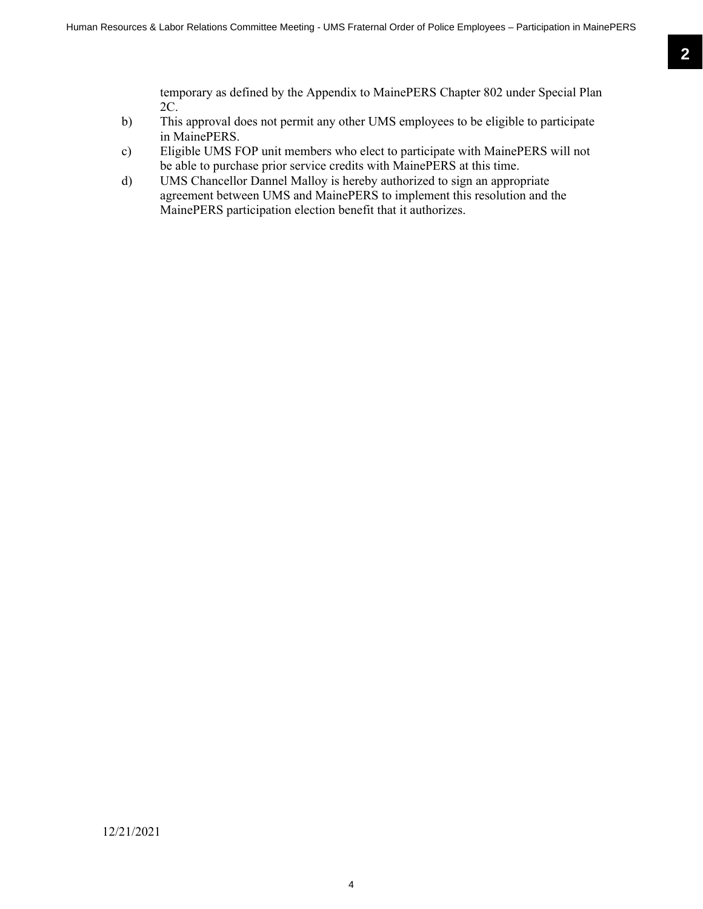temporary as defined by the Appendix to MainePERS Chapter 802 under Special Plan 2C.

b) This approval does not permit any other UMS employees to be eligible to participate in MainePERS.

c) Eligible UMS FOP unit members who elect to participate with MainePERS will not be able to purchase prior service credits with MainePERS at this time.

d) UMS Chancellor Dannel Malloy is hereby authorized to sign an appropriate agreement between UMS and MainePERS to implement this resolution and the MainePERS participation election benefit that it authorizes.

12/21/2021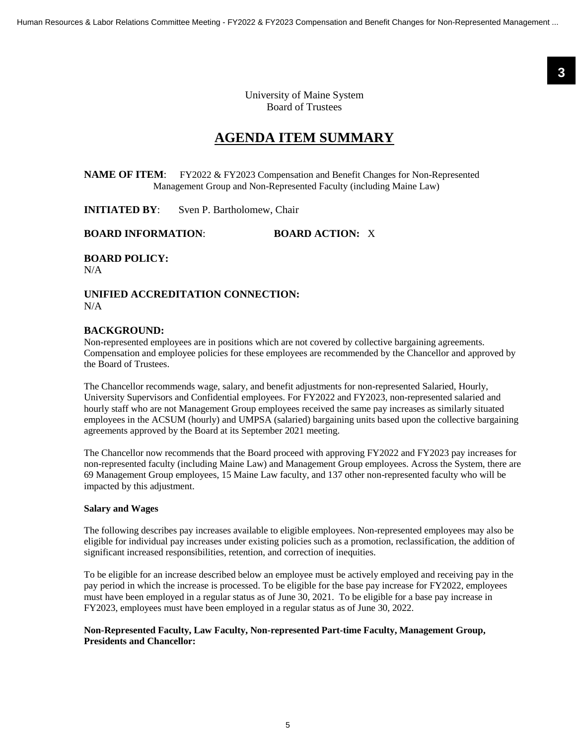University of Maine System
Board of Trustees

# AGENDA ITEM SUMMARY

**NAME OF ITEM**: FY2022 & FY2023 Compensation and Benefit Changes for Non-Represented Management Group and Non-Represented Faculty (including Maine Law)

**INITIATED BY**: Sven P. Bartholomew, Chair

**BOARD INFORMATION**: **BOARD ACTION:** X

**BOARD POLICY:**
N/A

**UNIFIED ACCREDITATION CONNECTION:**
N/A

**BACKGROUND:**
Non-represented employees are in positions which are not covered by collective bargaining agreements. Compensation and employee policies for these employees are recommended by the Chancellor and approved by the Board of Trustees.

The Chancellor recommends wage, salary, and benefit adjustments for non-represented Salaried, Hourly, University Supervisors and Confidential employees. For FY2022 and FY2023, non-represented salaried and hourly staff who are not Management Group employees received the same pay increases as similarly situated employees in the ACSUM (hourly) and UMPSA (salaried) bargaining units based upon the collective bargaining agreements approved by the Board at its September 2021 meeting.

The Chancellor now recommends that the Board proceed with approving FY2022 and FY2023 pay increases for non-represented faculty (including Maine Law) and Management Group employees. Across the System, there are 69 Management Group employees, 15 Maine Law faculty, and 137 other non-represented faculty who will be impacted by this adjustment.

**Salary and Wages**

The following describes pay increases available to eligible employees. Non-represented employees may also be eligible for individual pay increases under existing policies such as a promotion, reclassification, the addition of significant increased responsibilities, retention, and correction of inequities.

To be eligible for an increase described below an employee must be actively employed and receiving pay in the pay period in which the increase is processed. To be eligible for the base pay increase for FY2022, employees must have been employed in a regular status as of June 30, 2021. To be eligible for a base pay increase in FY2023, employees must have been employed in a regular status as of June 30, 2022.

**Non-Represented Faculty, Law Faculty, Non-represented Part-time Faculty, Management Group, Presidents and Chancellor:**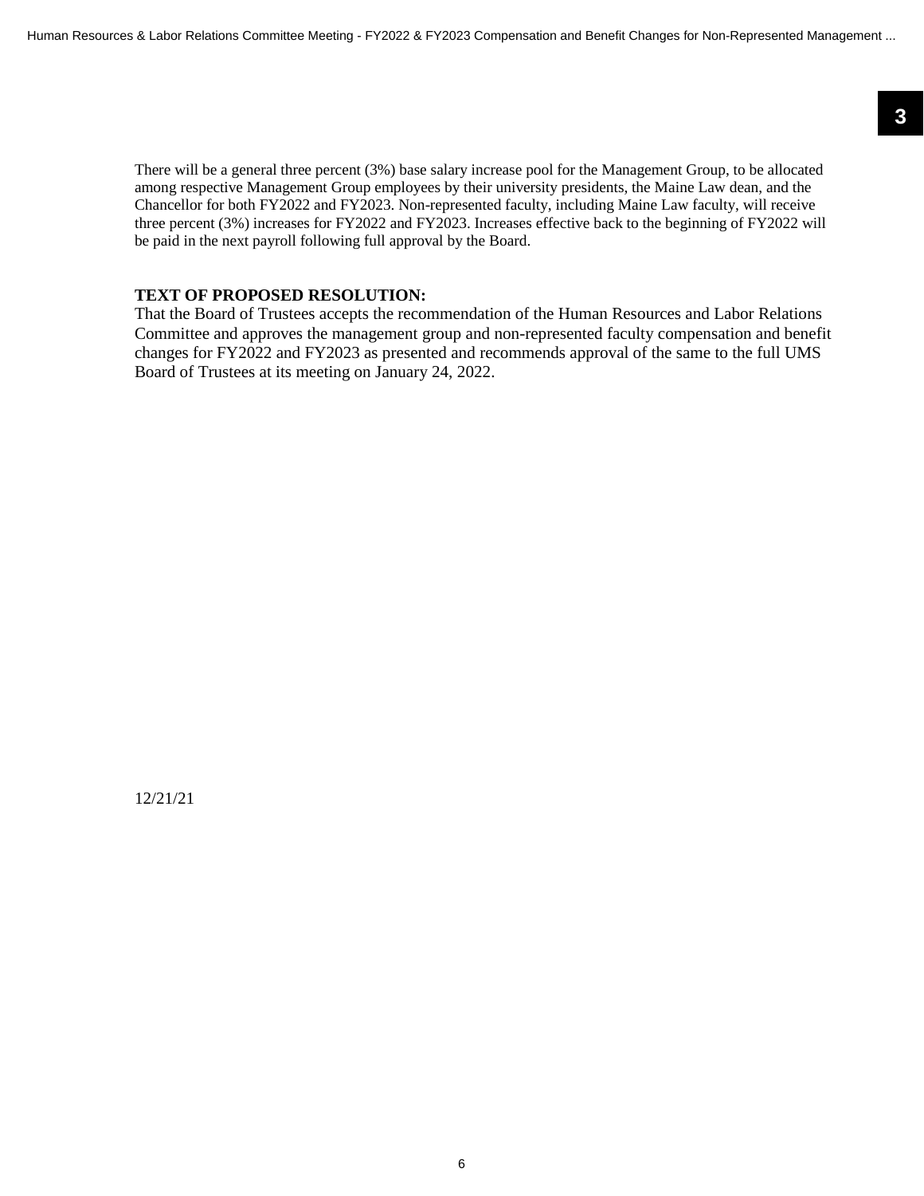There will be a general three percent (3%) base salary increase pool for the Management Group, to be allocated among respective Management Group employees by their university presidents, the Maine Law dean, and the Chancellor for both FY2022 and FY2023. Non-represented faculty, including Maine Law faculty, will receive three percent (3%) increases for FY2022 and FY2023. Increases effective back to the beginning of FY2022 will be paid in the next payroll following full approval by the Board.

**TEXT OF PROPOSED RESOLUTION:**

That the Board of Trustees accepts the recommendation of the Human Resources and Labor Relations Committee and approves the management group and non-represented faculty compensation and benefit changes for FY2022 and FY2023 as presented and recommends approval of the same to the full UMS Board of Trustees at its meeting on January 24, 2022.

12/21/21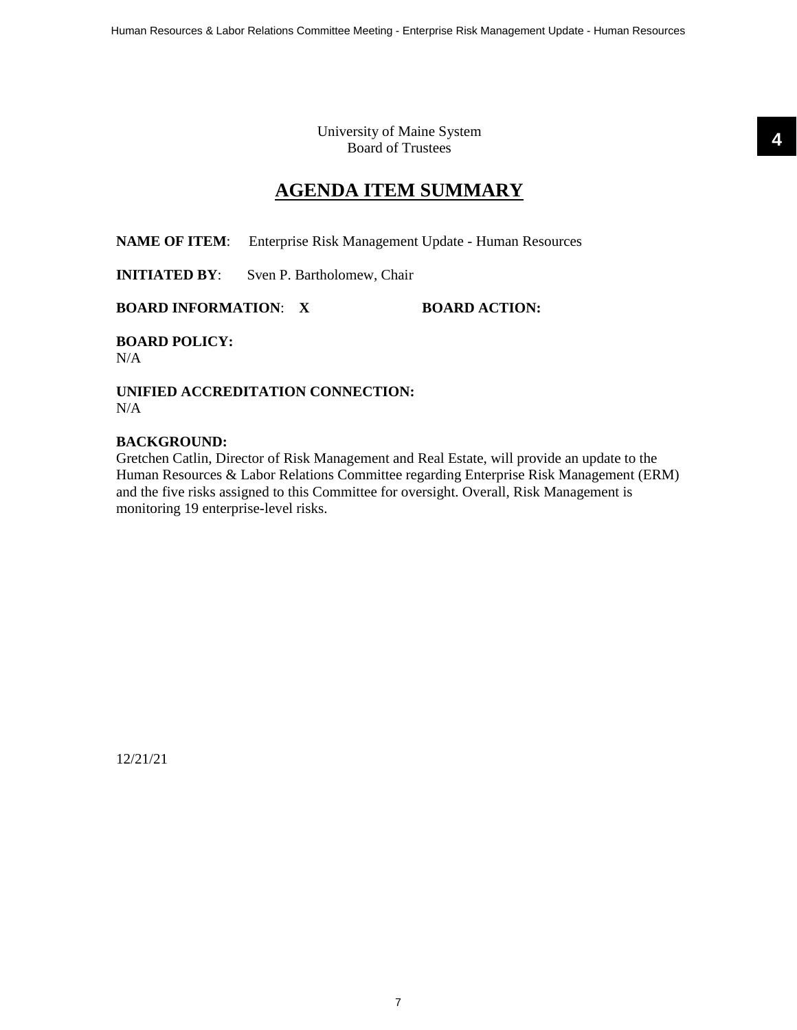University of Maine System
Board of Trustees

# AGENDA ITEM SUMMARY

**NAME OF ITEM**: Enterprise Risk Management Update - Human Resources

**INITIATED BY**: Sven P. Bartholomew, Chair

**BOARD INFORMATION**: **X** **BOARD ACTION:**

**BOARD POLICY:**
N/A

**UNIFIED ACCREDITATION CONNECTION:**
N/A

**BACKGROUND:**
Gretchen Catlin, Director of Risk Management and Real Estate, will provide an update to the Human Resources & Labor Relations Committee regarding Enterprise Risk Management (ERM) and the five risks assigned to this Committee for oversight. Overall, Risk Management is monitoring 19 enterprise-level risks.

12/21/21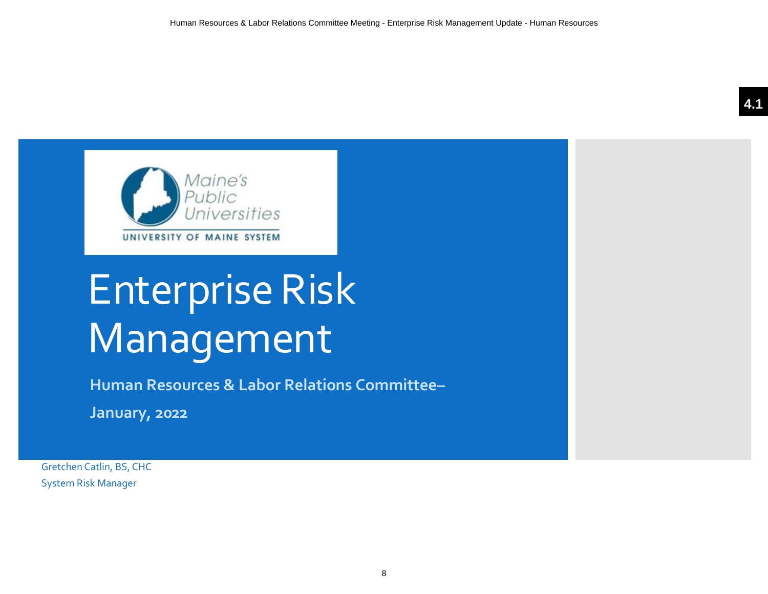# Enterprise Risk Management

**Human Resources & Labor Relations Committee–**

**January, 2022**

Gretchen Catlin, BS, CHC
System Risk Manager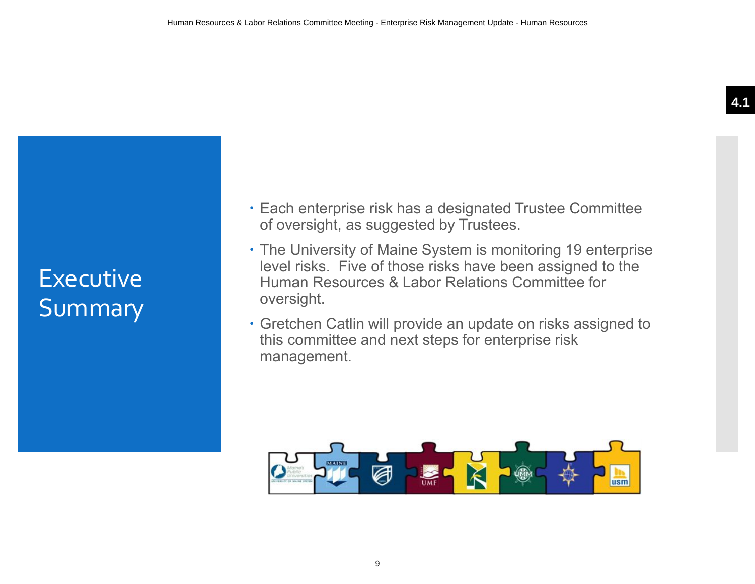# Executive Summary

- Each enterprise risk has a designated Trustee Committee of oversight, as suggested by Trustees.
- The University of Maine System is monitoring 19 enterprise level risks. Five of those risks have been assigned to the Human Resources & Labor Relations Committee for oversight.
- Gretchen Catlin will provide an update on risks assigned to this committee and next steps for enterprise risk management.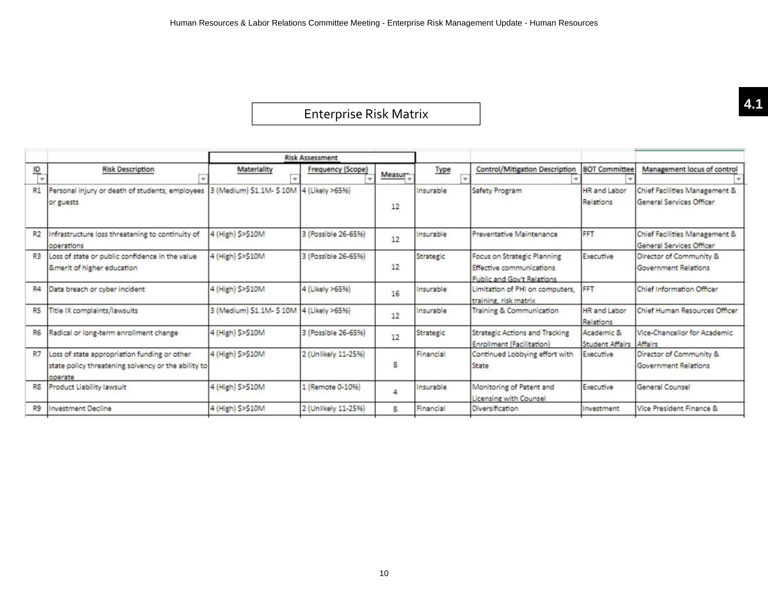4.1

# Enterprise Risk Matrix

| ID | Risk Description | Materiality | Frequency (Scope) | Measure | Type | Control/Mitigation Description | BOT Committee | Management locus of control |
|---|---|---|---|---|---|---|---|---|
| | | Risk Assessment | | | | | | |
| R1 | Personal injury or death of students, employees or guests | 3 (Medium) $1.1M- $ 10M | 4 (Likely >65%) | 12 | Insurable | Safety Program | HR and Labor Relations | Chief Facilities Management & General Services Officer |
| R2 | Infrastructure loss threatening to continuity of operations | 4 (High) $>$10M | 3 (Possible 26-65%) | 12 | Insurable | Preventative Maintenance | FFT | Chief Facilities Management & General Services Officer |
| R3 | Loss of state or public confidence in the value &merit of higher education | 4 (High) $>$10M | 3 (Possible 26-65%) | 12 | Strategic | Focus on Strategic Planning Effective communications Public and Gov't Relations | Executive | Director of Community & Government Relations |
| R4 | Data breach or cyber incident | 4 (High) $>$10M | 4 (Likely >65%) | 16 | Insurable | Limitation of PHI on computers, training, risk matrix | FFT | Chief Information Officer |
| R5 | Title IX complaints/lawsuits | 3 (Medium) $1.1M- $ 10M | 4 (Likely >65%) | 12 | Insurable | Training & Communication | HR and Labor Relations | Chief Human Resources Officer |
| R6 | Radical or long-term enrollment change | 4 (High) $>$10M | 3 (Possible 26-65%) | 12 | Strategic | Strategic Actions and Tracking Enrollment (Facilitation) | Academic & Student Affairs | Vice-Chancellor for Academic Affairs |
| R7 | Loss of state appropriation funding or other state policy threatening solvency or the ability to operate | 4 (High) $>$10M | 2 (Unlikely 11-25%) | 8 | Financial | Continued Lobbying effort with State | Executive | Director of Community & Government Relations |
| R8 | Product Liability lawsuit | 4 (High) $>$10M | 1 (Remote 0-10%) | 4 | Insurable | Monitoring of Patent and Licensing with Counsel | Executive | General Counsel |
| R9 | Investment Decline | 4 (High) $>$10M | 2 (Unlikely 11-25%) | 8 | Financial | Diversification | Investment | Vice President Finance & |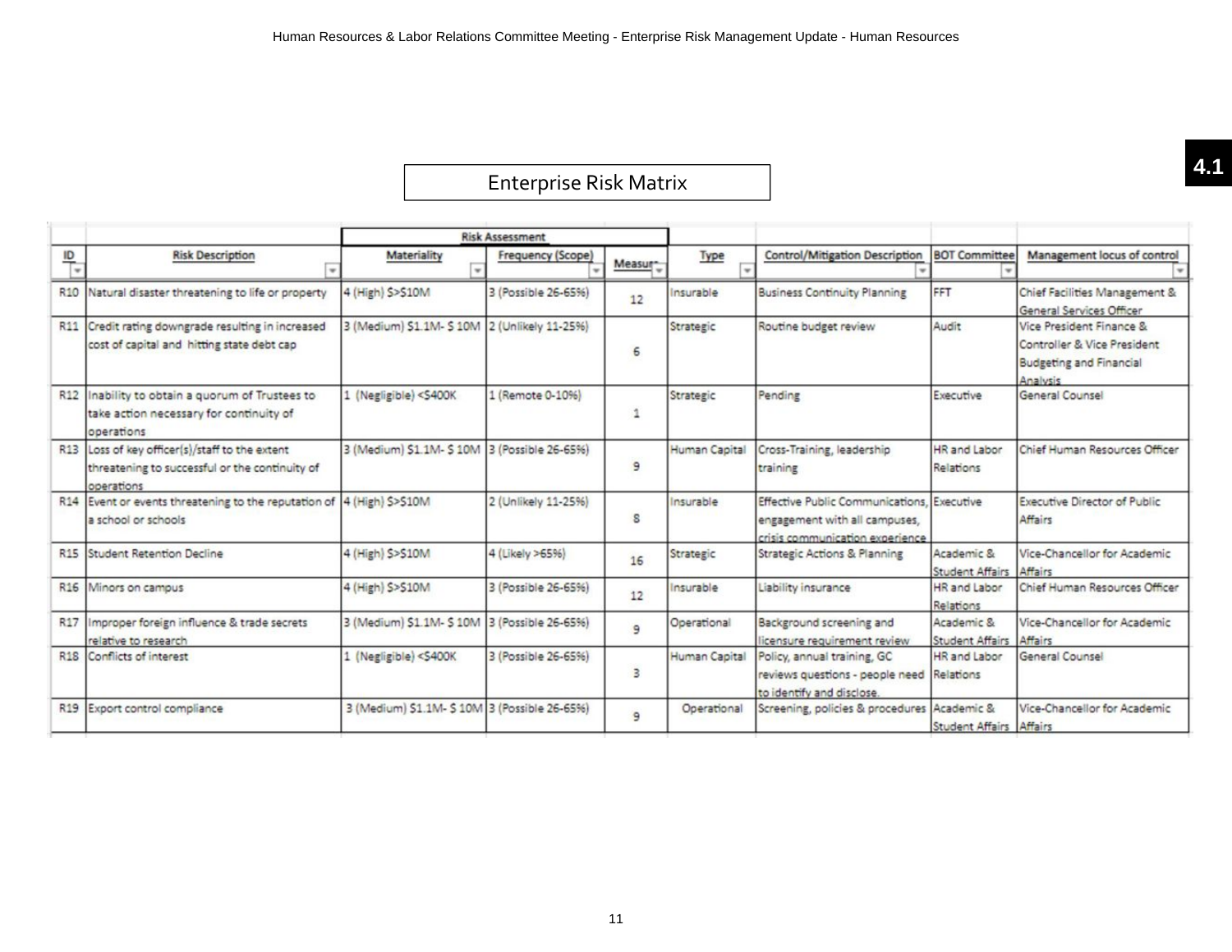4.1

## Enterprise Risk Matrix

| ID | Risk Description | Risk Assessment | | | Type | Control/Mitigation Description | BOT Committee | Management locus of control |
|---|---|---|---|---|---|---|---|---|
| | | Materiality | Frequency (Scope) | Measure | | | | |
| R10 | Natural disaster threatening to life or property | 4 (High) $>$10M | 3 (Possible 26-65%) | 12 | Insurable | Business Continuity Planning | FFT | Chief Facilities Management & General Services Officer |
| R11 | Credit rating downgrade resulting in increased cost of capital and hitting state debt cap | 3 (Medium) $1.1M- $ 10M | 2 (Unlikely 11-25%) | 6 | Strategic | Routine budget review | Audit | Vice President Finance & Controller & Vice President Budgeting and Financial Analysis |
| R12 | Inability to obtain a quorum of Trustees to take action necessary for continuity of operations | 1 (Negligible) <$400K | 1 (Remote 0-10%) | 1 | Strategic | Pending | Executive | General Counsel |
| R13 | Loss of key officer(s)/staff to the extent threatening to successful or the continuity of operations | 3 (Medium) $1.1M- $ 10M | 3 (Possible 26-65%) | 9 | Human Capital | Cross-Training, leadership training | HR and Labor Relations | Chief Human Resources Officer |
| R14 | Event or events threatening to the reputation of a school or schools | 4 (High) $>$10M | 2 (Unlikely 11-25%) | 8 | Insurable | Effective Public Communications, engagement with all campuses, crisis communication experience | Executive | Executive Director of Public Affairs |
| R15 | Student Retention Decline | 4 (High) $>$10M | 4 (Likely >65%) | 16 | Strategic | Strategic Actions & Planning | Academic & Student Affairs | Vice-Chancellor for Academic Affairs |
| R16 | Minors on campus | 4 (High) $>$10M | 3 (Possible 26-65%) | 12 | Insurable | Liability insurance | HR and Labor Relations | Chief Human Resources Officer |
| R17 | Improper foreign influence & trade secrets relative to research | 3 (Medium) $1.1M- $ 10M | 3 (Possible 26-65%) | 9 | Operational | Background screening and licensure requirement review | Academic & Student Affairs | Vice-Chancellor for Academic Affairs |
| R18 | Conflicts of interest | 1 (Negligible) <$400K | 3 (Possible 26-65%) | 3 | Human Capital | Policy, annual training, GC reviews questions - people need to identify and disclose. | HR and Labor Relations | General Counsel |
| R19 | Export control compliance | 3 (Medium) $1.1M- $ 10M | 3 (Possible 26-65%) | 9 | Operational | Screening, policies & procedures | Academic & Student Affairs | Vice-Chancellor for Academic Affairs |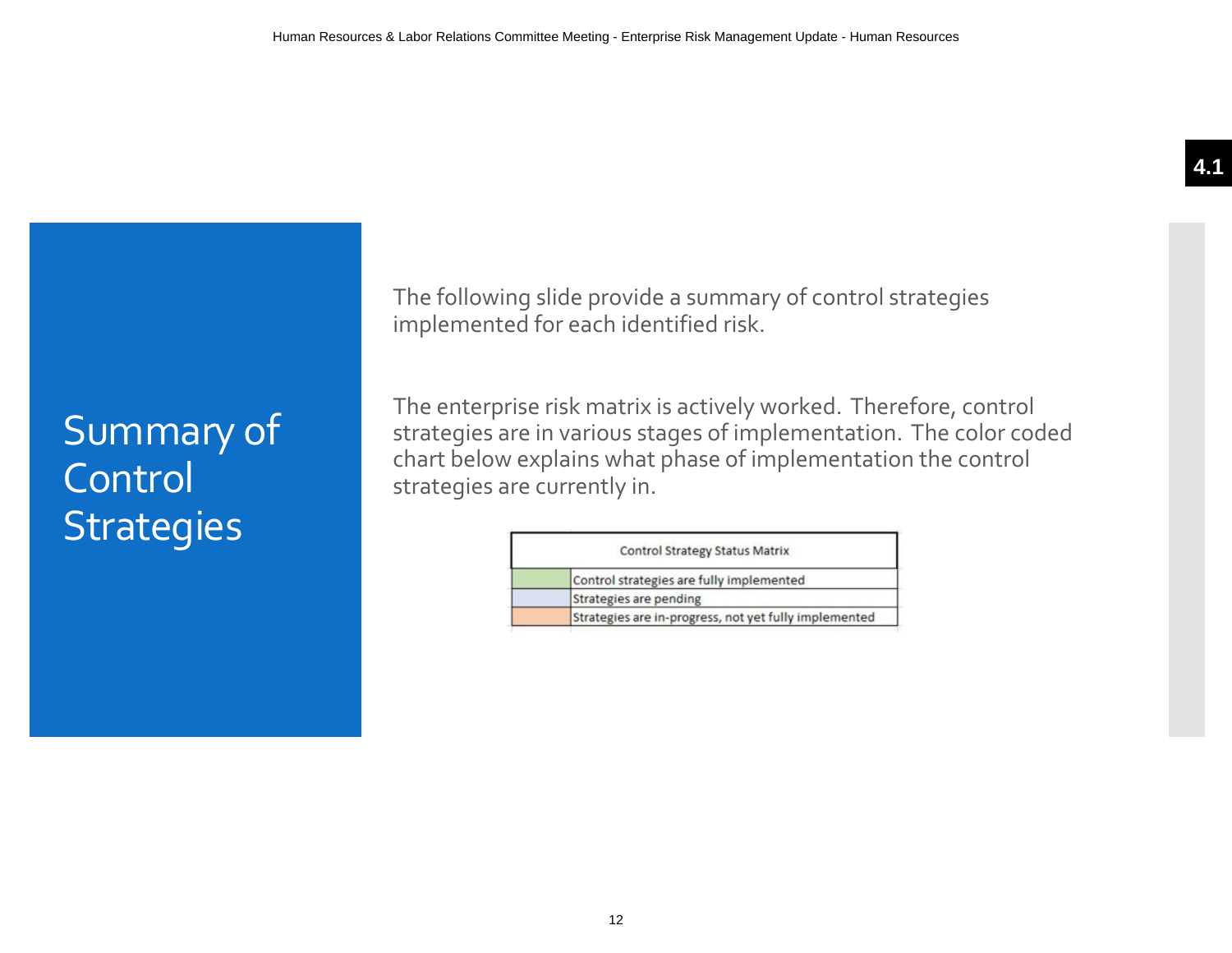# Summary of Control Strategies

The following slide provide a summary of control strategies implemented for each identified risk.

The enterprise risk matrix is actively worked. Therefore, control strategies are in various stages of implementation. The color coded chart below explains what phase of implementation the control strategies are currently in.

| Control Strategy Status Matrix | |
|---|---|
| (Green) | Control strategies are fully implemented |
| (Blue) | Strategies are pending |
| (Orange) | Strategies are in-progress, not yet fully implemented |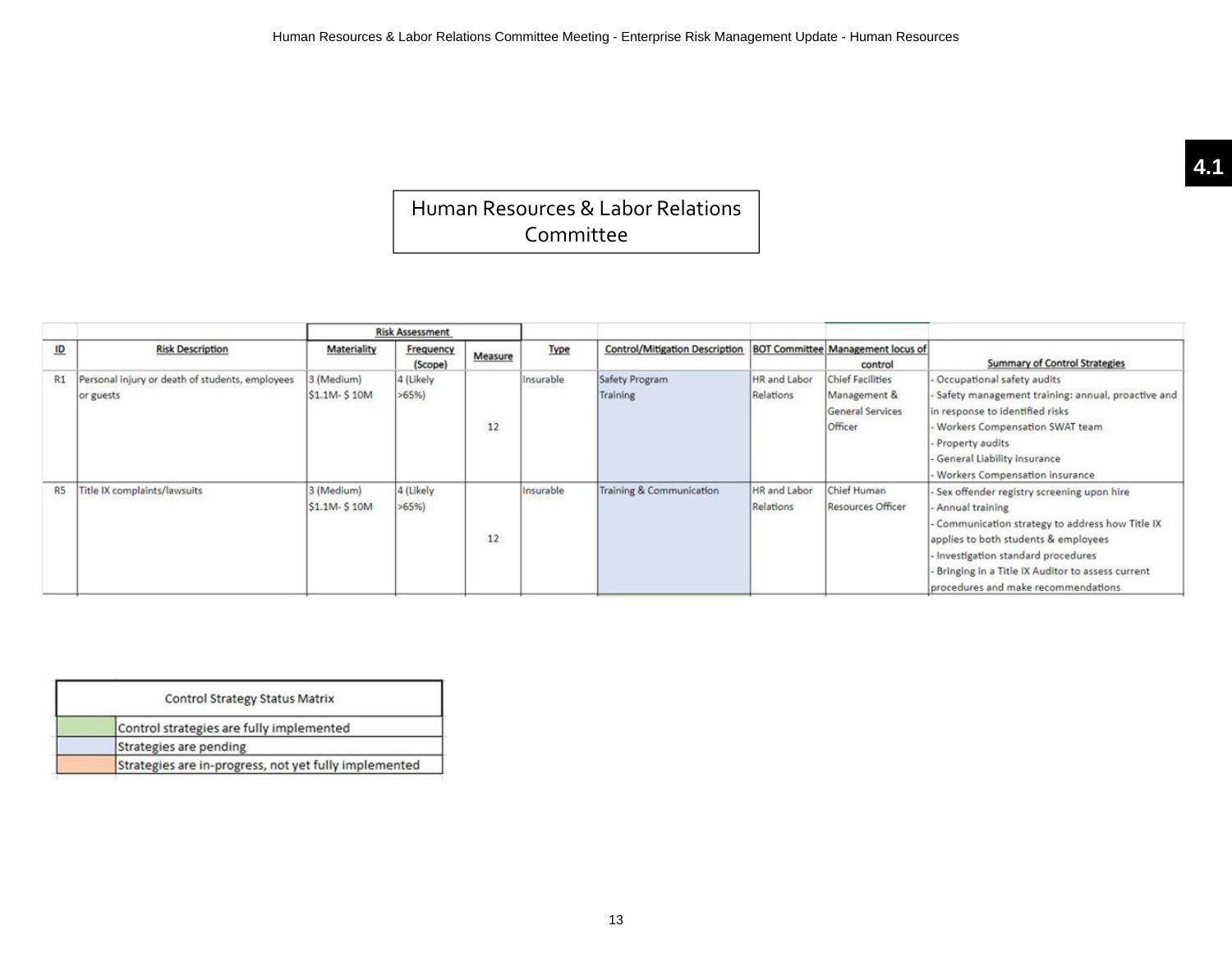# Human Resources & Labor Relations Committee

| ID | Risk Description | Risk Assessment | | | Type | Control/Mitigation Description | BOT Committee | Management locus of control | Summary of Control Strategies |
|---|---|---|---|---|---|---|---|---|---|
| | | Materiality | Frequency (Scope) | Measure | | | | | |
| R1 | Personal injury or death of students, employees or guests | 3 (Medium) $1.1M- $ 10M | 4 (Likely >65%) | 12 | Insurable | Safety Program Training | HR and Labor Relations | Chief Facilities Management & General Services Officer | - Occupational safety audits<br>- Safety management training: annual, proactive and in response to identified risks<br>- Workers Compensation SWAT team<br>- Property audits<br>- General Liability insurance<br>- Workers Compensation insurance |
| R5 | Title IX complaints/lawsuits | 3 (Medium) $1.1M- $ 10M | 4 (Likely >65%) | 12 | Insurable | Training & Communication | HR and Labor Relations | Chief Human Resources Officer | - Sex offender registry screening upon hire<br>- Annual training<br>- Communication strategy to address how Title IX applies to both students & employees<br>- Investigation standard procedures<br>- Bringing in a Title IX Auditor to assess current procedures and make recommendations |

| Control Strategy Status Matrix | |
|---|---|
| (Green) | Control strategies are fully implemented |
| (Blue) | Strategies are pending |
| (Orange) | Strategies are in-progress, not yet fully implemented |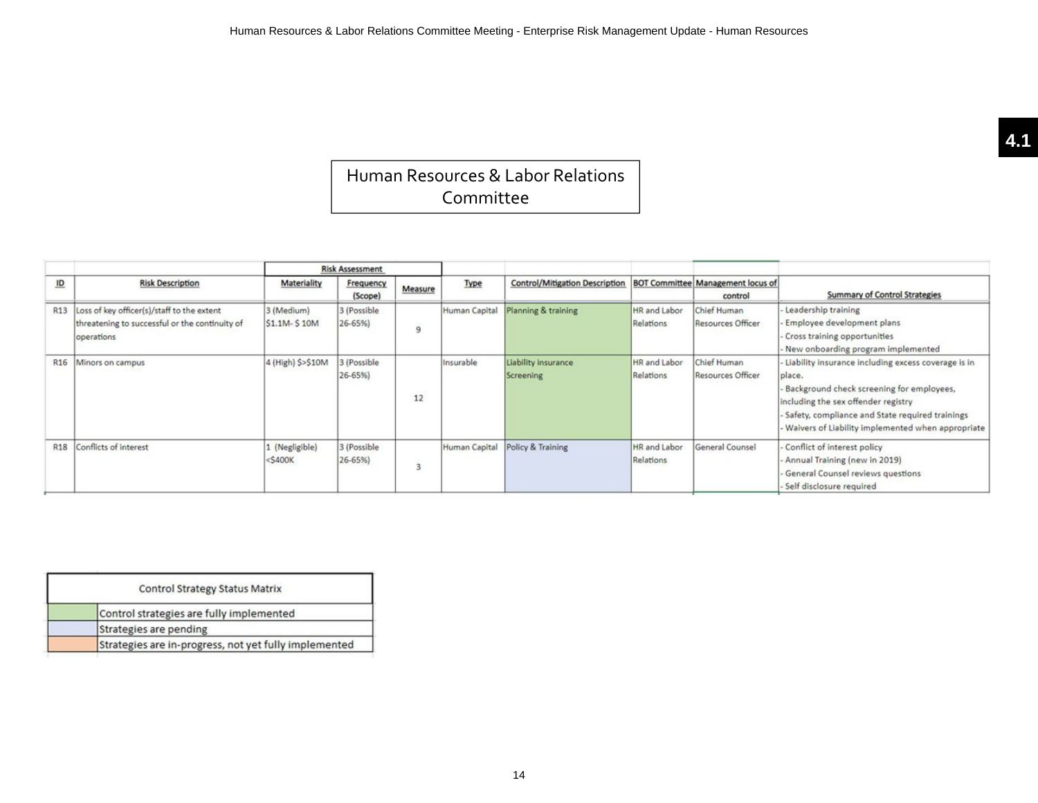4.1

# Human Resources & Labor Relations Committee

| ID | Risk Description | Risk Assessment: Materiality | Risk Assessment: Frequency (Scope) | Risk Assessment: Measure | Type | Control/Mitigation Description | BOT Committee | Management locus of control | Summary of Control Strategies |
|---|---|---|---|---|---|---|---|---|---|
| R13 | Loss of key officer(s)/staff to the extent threatening to successful or the continuity of operations | 3 (Medium) $1.1M- $ 10M | 3 (Possible 26-65%) | 9 | Human Capital | Planning & training | HR and Labor Relations | Chief Human Resources Officer | - Leadership training<br>- Employee development plans<br>- Cross training opportunities<br>- New onboarding program implemented |
| R16 | Minors on campus | 4 (High) $>$10M | 3 (Possible 26-65%) | 12 | Insurable | Liability insurance Screening | HR and Labor Relations | Chief Human Resources Officer | - Liability insurance including excess coverage is in place.<br>- Background check screening for employees, including the sex offender registry<br>- Safety, compliance and State required trainings<br>- Waivers of Liability implemented when appropriate |
| R18 | Conflicts of interest | 1 (Negligible) <$400K | 3 (Possible 26-65%) | 3 | Human Capital | Policy & Training | HR and Labor Relations | General Counsel | - Conflict of interest policy<br>- Annual Training (new in 2019)<br>- General Counsel reviews questions<br>- Self disclosure required |

| Control Strategy Status Matrix | |
|---|---|
| Green | Control strategies are fully implemented |
| Blue | Strategies are pending |
| Orange | Strategies are in-progress, not yet fully implemented |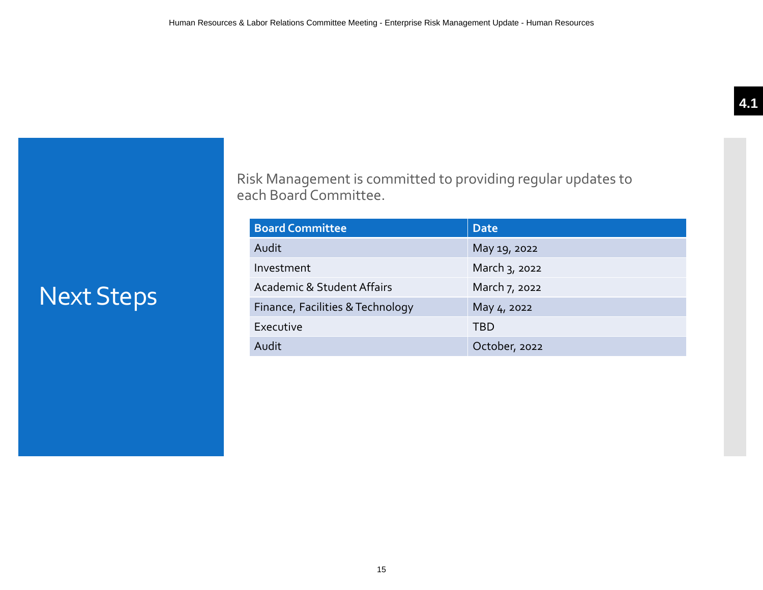# Next Steps

Risk Management is committed to providing regular updates to each Board Committee.

| Board Committee | Date |
|---|---|
| Audit | May 19, 2022 |
| Investment | March 3, 2022 |
| Academic & Student Affairs | March 7, 2022 |
| Finance, Facilities & Technology | May 4, 2022 |
| Executive | TBD |
| Audit | October, 2022 |